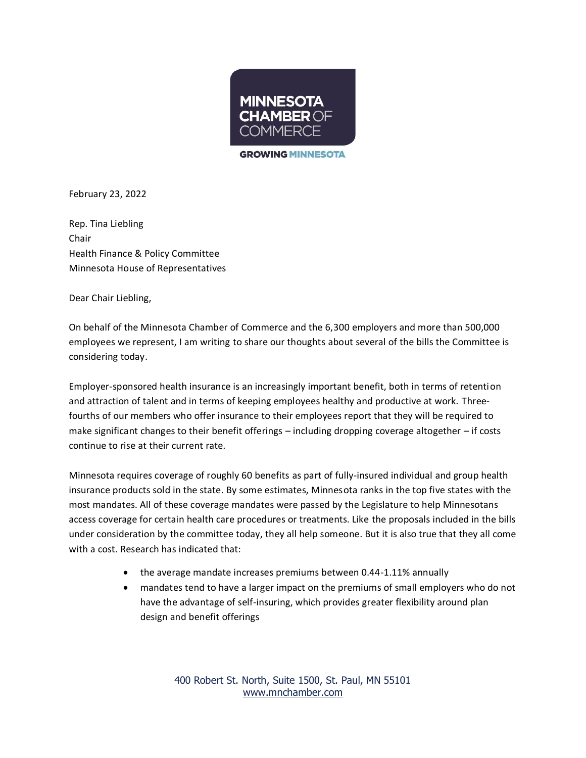MINNESOTA CHAMBER OF COMMERCE

GROWING MINNESOTA

February 23, 2022

Rep. Tina Liebling
Chair
Health Finance & Policy Committee
Minnesota House of Representatives

Dear Chair Liebling,

On behalf of the Minnesota Chamber of Commerce and the 6,300 employers and more than 500,000 employees we represent, I am writing to share our thoughts about several of the bills the Committee is considering today.

Employer-sponsored health insurance is an increasingly important benefit, both in terms of retention and attraction of talent and in terms of keeping employees healthy and productive at work. Three-fourths of our members who offer insurance to their employees report that they will be required to make significant changes to their benefit offerings – including dropping coverage altogether – if costs continue to rise at their current rate.

Minnesota requires coverage of roughly 60 benefits as part of fully-insured individual and group health insurance products sold in the state. By some estimates, Minnesota ranks in the top five states with the most mandates. All of these coverage mandates were passed by the Legislature to help Minnesotans access coverage for certain health care procedures or treatments. Like the proposals included in the bills under consideration by the committee today, they all help someone. But it is also true that they all come with a cost. Research has indicated that:

- the average mandate increases premiums between 0.44-1.11% annually
- mandates tend to have a larger impact on the premiums of small employers who do not have the advantage of self-insuring, which provides greater flexibility around plan design and benefit offerings

400 Robert St. North, Suite 1500, St. Paul, MN 55101
www.mnchamber.com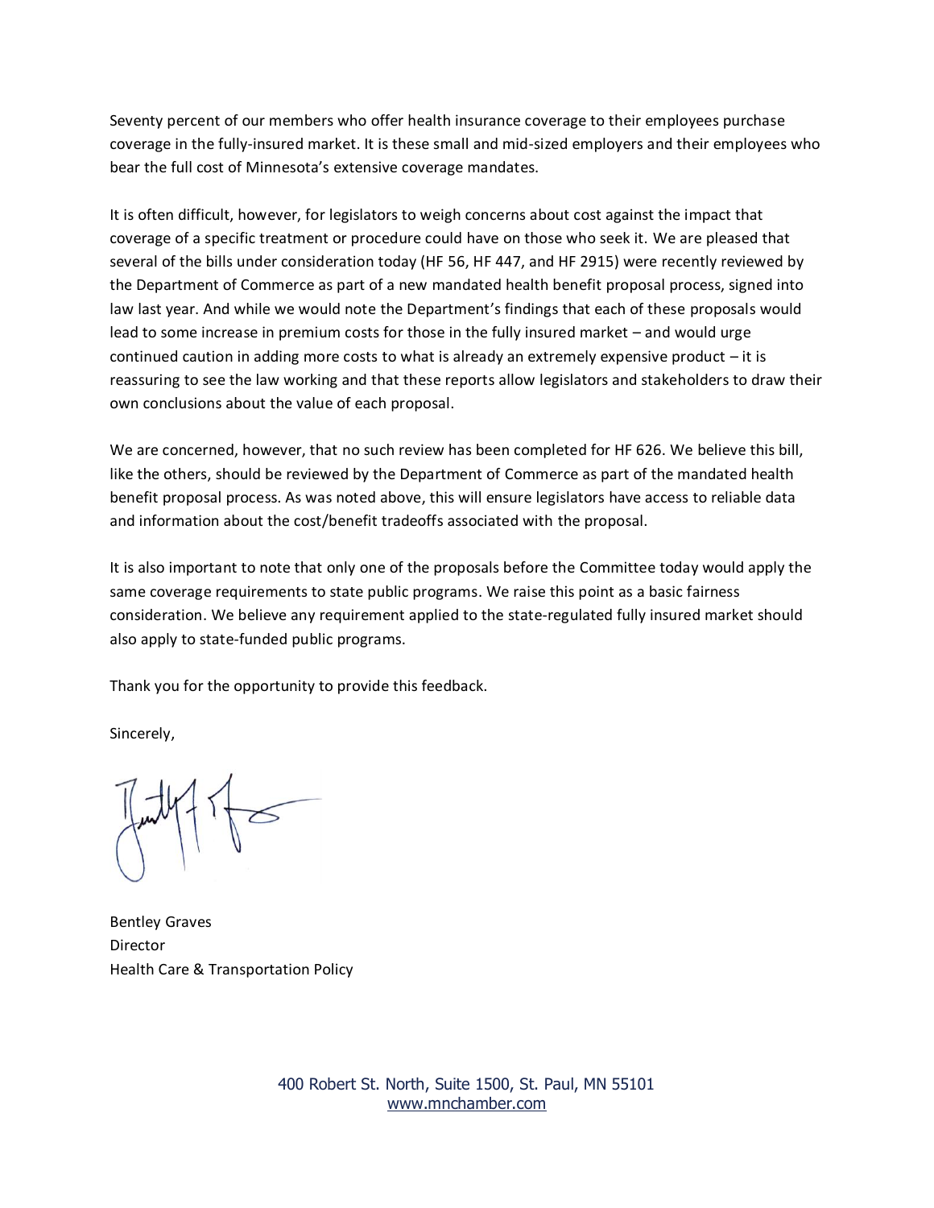Seventy percent of our members who offer health insurance coverage to their employees purchase coverage in the fully-insured market. It is these small and mid-sized employers and their employees who bear the full cost of Minnesota's extensive coverage mandates.

It is often difficult, however, for legislators to weigh concerns about cost against the impact that coverage of a specific treatment or procedure could have on those who seek it. We are pleased that several of the bills under consideration today (HF 56, HF 447, and HF 2915) were recently reviewed by the Department of Commerce as part of a new mandated health benefit proposal process, signed into law last year. And while we would note the Department's findings that each of these proposals would lead to some increase in premium costs for those in the fully insured market – and would urge continued caution in adding more costs to what is already an extremely expensive product – it is reassuring to see the law working and that these reports allow legislators and stakeholders to draw their own conclusions about the value of each proposal.

We are concerned, however, that no such review has been completed for HF 626. We believe this bill, like the others, should be reviewed by the Department of Commerce as part of the mandated health benefit proposal process. As was noted above, this will ensure legislators have access to reliable data and information about the cost/benefit tradeoffs associated with the proposal.

It is also important to note that only one of the proposals before the Committee today would apply the same coverage requirements to state public programs. We raise this point as a basic fairness consideration. We believe any requirement applied to the state-regulated fully insured market should also apply to state-funded public programs.

Thank you for the opportunity to provide this feedback.

Sincerely,

Bentley Graves
Director
Health Care & Transportation Policy

400 Robert St. North, Suite 1500, St. Paul, MN 55101
www.mnchamber.com